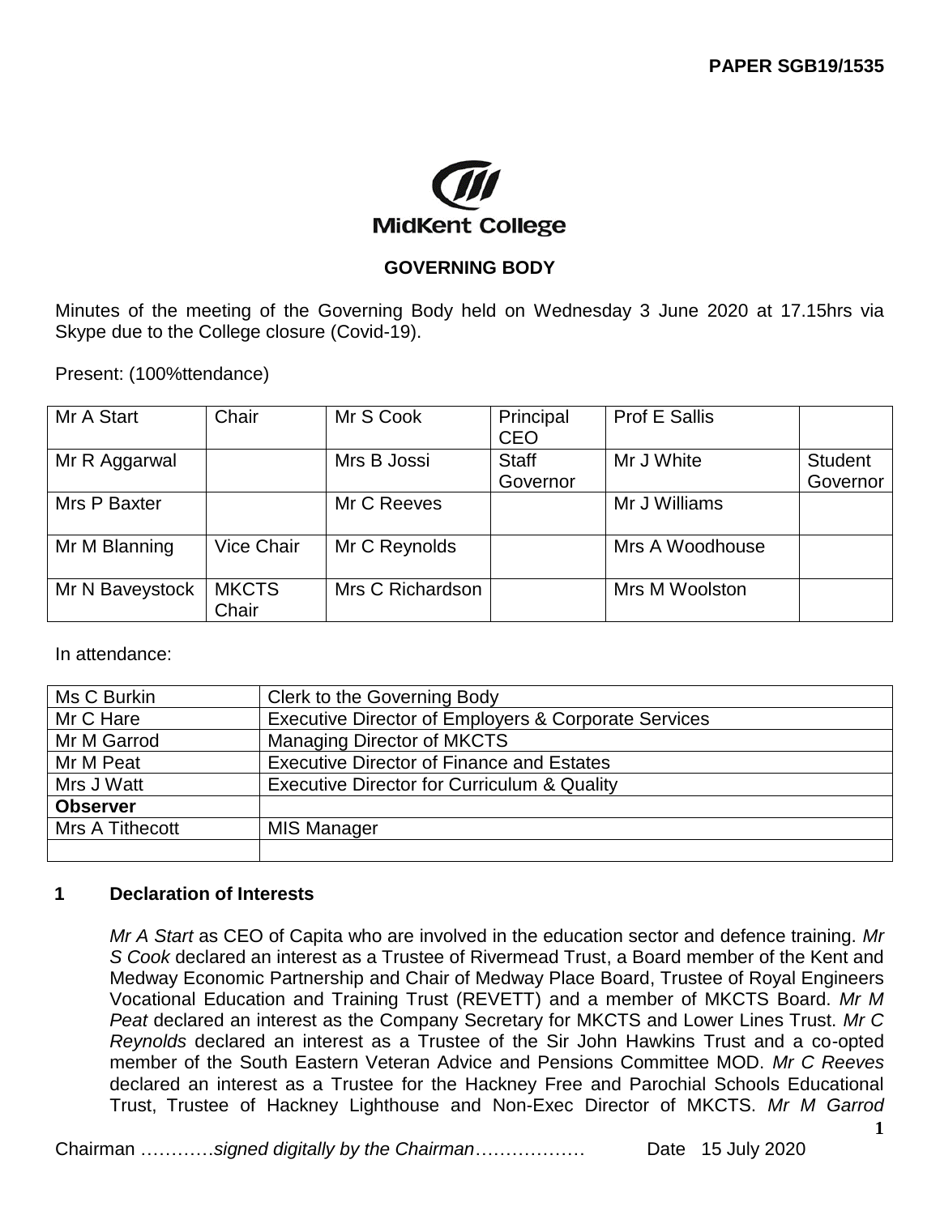**PAPER SGB19/1535**

MidKent College

**GOVERNING BODY**

Minutes of the meeting of the Governing Body held on Wednesday 3 June 2020 at 17.15hrs via Skype due to the College closure (Covid-19).

Present: (100%ttendance)

| Mr A Start | Chair | Mr S Cook | Principal CEO | Prof E Sallis | |
|---|---|---|---|---|---|
| Mr R Aggarwal | | Mrs B Jossi | Staff Governor | Mr J White | Student Governor |
| Mrs P Baxter | | Mr C Reeves | | Mr J Williams | |
| Mr M Blanning | Vice Chair | Mr C Reynolds | | Mrs A Woodhouse | |
| Mr N Baveystock | MKCTS Chair | Mrs C Richardson | | Mrs M Woolston | |

In attendance:

| Ms C Burkin | Clerk to the Governing Body |
|---|---|
| Mr C Hare | Executive Director of Employers & Corporate Services |
| Mr M Garrod | Managing Director of MKCTS |
| Mr M Peat | Executive Director of Finance and Estates |
| Mrs J Watt | Executive Director for Curriculum & Quality |
| **Observer** | |
| Mrs A Tithecott | MIS Manager |
| | |

## 1 Declaration of Interests

*Mr A Start* as CEO of Capita who are involved in the education sector and defence training. *Mr S Cook* declared an interest as a Trustee of Rivermead Trust, a Board member of the Kent and Medway Economic Partnership and Chair of Medway Place Board, Trustee of Royal Engineers Vocational Education and Training Trust (REVETT) and a member of MKCTS Board. *Mr M Peat* declared an interest as the Company Secretary for MKCTS and Lower Lines Trust. *Mr C Reynolds* declared an interest as a Trustee of the Sir John Hawkins Trust and a co-opted member of the South Eastern Veteran Advice and Pensions Committee MOD. *Mr C Reeves* declared an interest as a Trustee for the Hackney Free and Parochial Schools Educational Trust, Trustee of Hackney Lighthouse and Non-Exec Director of MKCTS. *Mr M Garrod*

Chairman …………*signed digitally by the Chairman*……………… Date 15 July 2020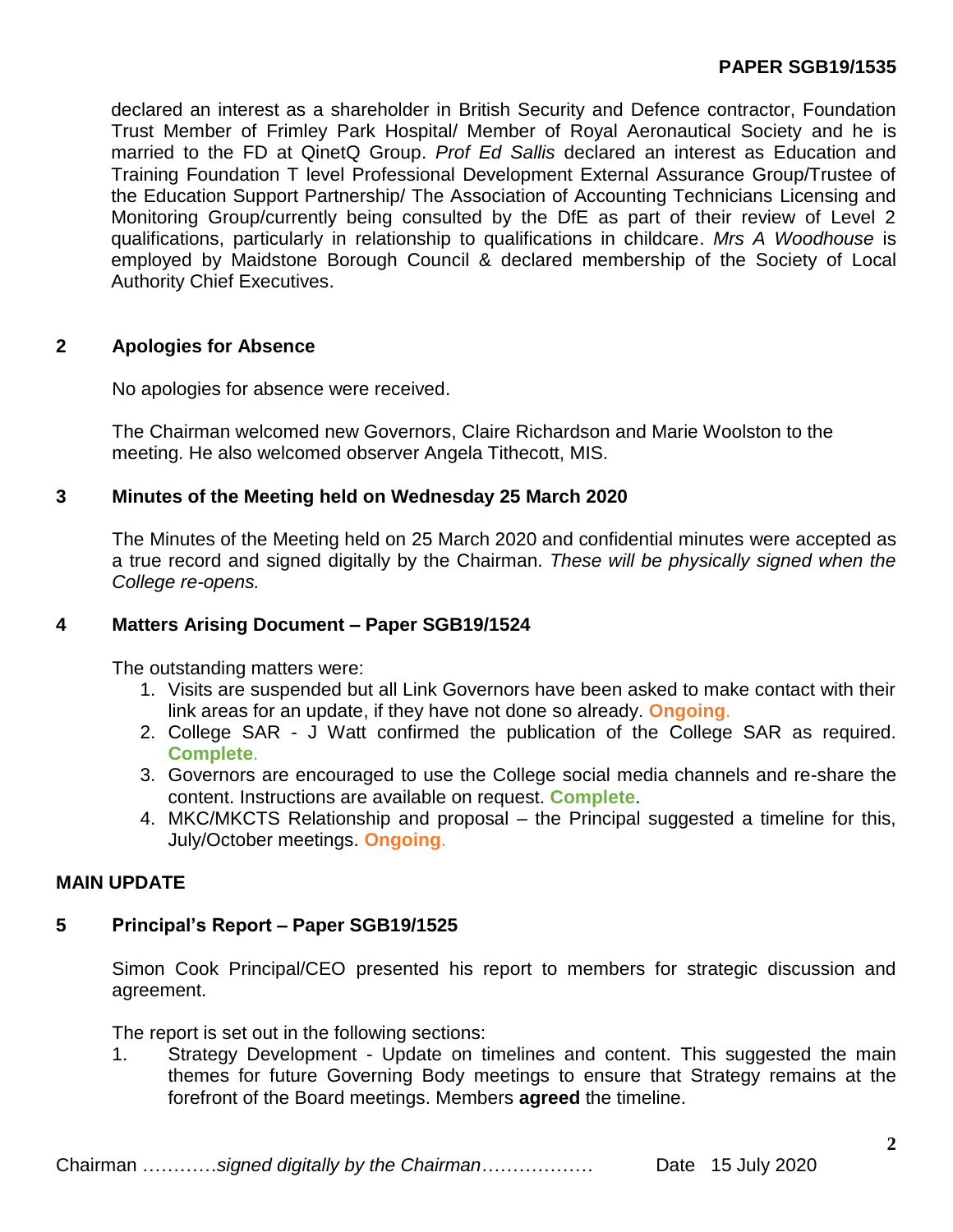declared an interest as a shareholder in British Security and Defence contractor, Foundation Trust Member of Frimley Park Hospital/ Member of Royal Aeronautical Society and he is married to the FD at QinetQ Group. *Prof Ed Sallis* declared an interest as Education and Training Foundation T level Professional Development External Assurance Group/Trustee of the Education Support Partnership/ The Association of Accounting Technicians Licensing and Monitoring Group/currently being consulted by the DfE as part of their review of Level 2 qualifications, particularly in relationship to qualifications in childcare. *Mrs A Woodhouse* is employed by Maidstone Borough Council & declared membership of the Society of Local Authority Chief Executives.

## 2 Apologies for Absence

No apologies for absence were received.

The Chairman welcomed new Governors, Claire Richardson and Marie Woolston to the meeting. He also welcomed observer Angela Tithecott, MIS.

## 3 Minutes of the Meeting held on Wednesday 25 March 2020

The Minutes of the Meeting held on 25 March 2020 and confidential minutes were accepted as a true record and signed digitally by the Chairman. *These will be physically signed when the College re-opens.*

## 4 Matters Arising Document – Paper SGB19/1524

The outstanding matters were:

1. Visits are suspended but all Link Governors have been asked to make contact with their link areas for an update, if they have not done so already. **Ongoing**.
2. College SAR - J Watt confirmed the publication of the College SAR as required. **Complete**.
3. Governors are encouraged to use the College social media channels and re-share the content. Instructions are available on request. **Complete**.
4. MKC/MKCTS Relationship and proposal – the Principal suggested a timeline for this, July/October meetings. **Ongoing**.

## MAIN UPDATE

## 5 Principal's Report – Paper SGB19/1525

Simon Cook Principal/CEO presented his report to members for strategic discussion and agreement.

The report is set out in the following sections:

1. Strategy Development - Update on timelines and content. This suggested the main themes for future Governing Body meetings to ensure that Strategy remains at the forefront of the Board meetings. Members **agreed** the timeline.

Chairman …………*signed digitally by the Chairman*……………… Date 15 July 2020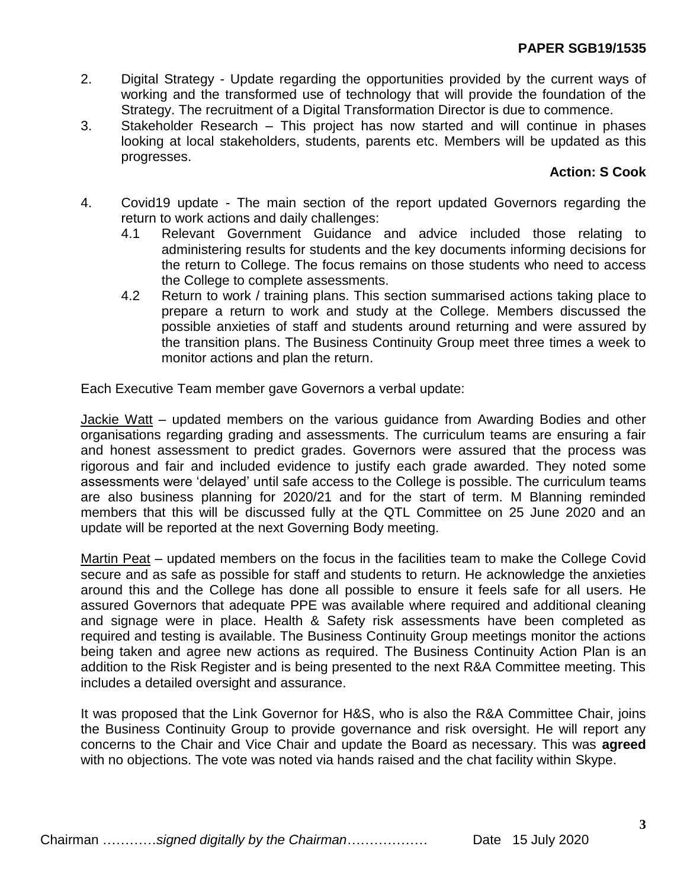2. Digital Strategy - Update regarding the opportunities provided by the current ways of working and the transformed use of technology that will provide the foundation of the Strategy. The recruitment of a Digital Transformation Director is due to commence.
3. Stakeholder Research – This project has now started and will continue in phases looking at local stakeholders, students, parents etc. Members will be updated as this progresses.

**Action: S Cook**

4. Covid19 update - The main section of the report updated Governors regarding the return to work actions and daily challenges:
   4.1 Relevant Government Guidance and advice included those relating to administering results for students and the key documents informing decisions for the return to College. The focus remains on those students who need to access the College to complete assessments.
   4.2 Return to work / training plans. This section summarised actions taking place to prepare a return to work and study at the College. Members discussed the possible anxieties of staff and students around returning and were assured by the transition plans. The Business Continuity Group meet three times a week to monitor actions and plan the return.

Each Executive Team member gave Governors a verbal update:

Jackie Watt – updated members on the various guidance from Awarding Bodies and other organisations regarding grading and assessments. The curriculum teams are ensuring a fair and honest assessment to predict grades. Governors were assured that the process was rigorous and fair and included evidence to justify each grade awarded. They noted some assessments were 'delayed' until safe access to the College is possible. The curriculum teams are also business planning for 2020/21 and for the start of term. M Blanning reminded members that this will be discussed fully at the QTL Committee on 25 June 2020 and an update will be reported at the next Governing Body meeting.

Martin Peat – updated members on the focus in the facilities team to make the College Covid secure and as safe as possible for staff and students to return. He acknowledge the anxieties around this and the College has done all possible to ensure it feels safe for all users. He assured Governors that adequate PPE was available where required and additional cleaning and signage were in place. Health & Safety risk assessments have been completed as required and testing is available. The Business Continuity Group meetings monitor the actions being taken and agree new actions as required. The Business Continuity Action Plan is an addition to the Risk Register and is being presented to the next R&A Committee meeting. This includes a detailed oversight and assurance.

It was proposed that the Link Governor for H&S, who is also the R&A Committee Chair, joins the Business Continuity Group to provide governance and risk oversight. He will report any concerns to the Chair and Vice Chair and update the Board as necessary. This was **agreed** with no objections. The vote was noted via hands raised and the chat facility within Skype.

Chairman …………*signed digitally by the Chairman*……………… Date 15 July 2020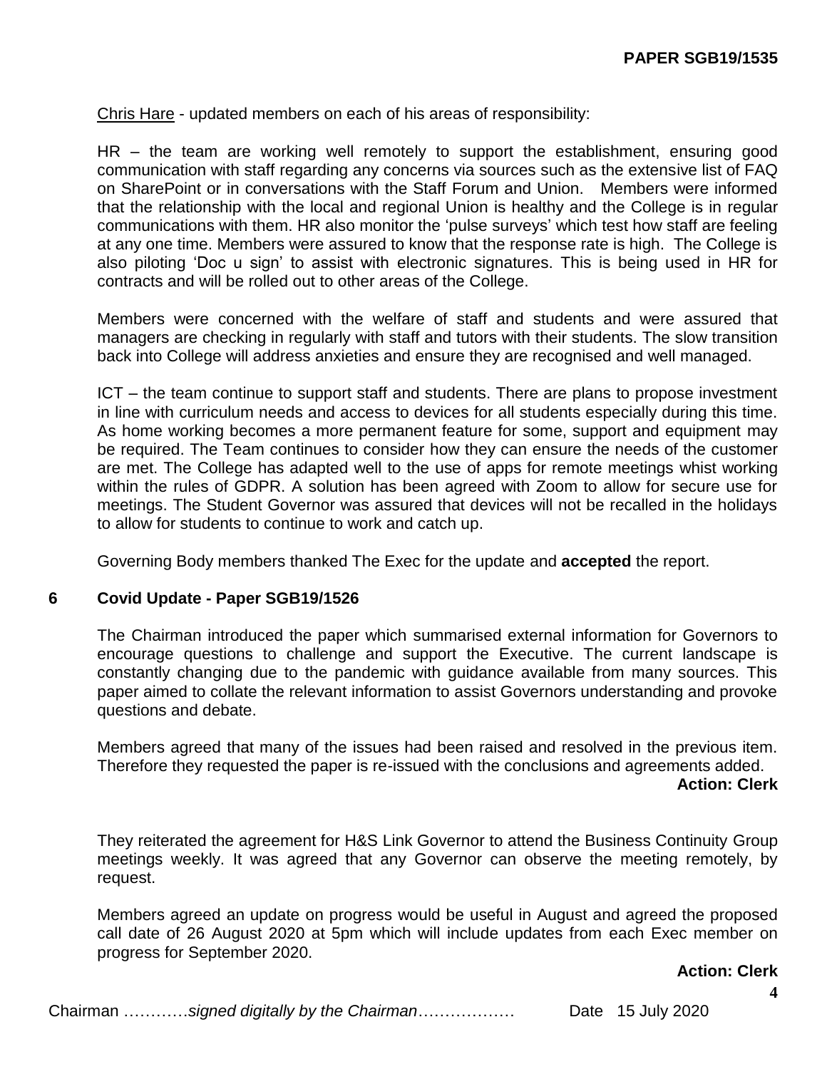Chris Hare - updated members on each of his areas of responsibility:

HR – the team are working well remotely to support the establishment, ensuring good communication with staff regarding any concerns via sources such as the extensive list of FAQ on SharePoint or in conversations with the Staff Forum and Union. Members were informed that the relationship with the local and regional Union is healthy and the College is in regular communications with them. HR also monitor the 'pulse surveys' which test how staff are feeling at any one time. Members were assured to know that the response rate is high. The College is also piloting 'Doc u sign' to assist with electronic signatures. This is being used in HR for contracts and will be rolled out to other areas of the College.

Members were concerned with the welfare of staff and students and were assured that managers are checking in regularly with staff and tutors with their students. The slow transition back into College will address anxieties and ensure they are recognised and well managed.

ICT – the team continue to support staff and students. There are plans to propose investment in line with curriculum needs and access to devices for all students especially during this time. As home working becomes a more permanent feature for some, support and equipment may be required. The Team continues to consider how they can ensure the needs of the customer are met. The College has adapted well to the use of apps for remote meetings whist working within the rules of GDPR. A solution has been agreed with Zoom to allow for secure use for meetings. The Student Governor was assured that devices will not be recalled in the holidays to allow for students to continue to work and catch up.

Governing Body members thanked The Exec for the update and **accepted** the report.

## 6 Covid Update - Paper SGB19/1526

The Chairman introduced the paper which summarised external information for Governors to encourage questions to challenge and support the Executive. The current landscape is constantly changing due to the pandemic with guidance available from many sources. This paper aimed to collate the relevant information to assist Governors understanding and provoke questions and debate.

Members agreed that many of the issues had been raised and resolved in the previous item. Therefore they requested the paper is re-issued with the conclusions and agreements added.

**Action: Clerk**

They reiterated the agreement for H&S Link Governor to attend the Business Continuity Group meetings weekly. It was agreed that any Governor can observe the meeting remotely, by request.

Members agreed an update on progress would be useful in August and agreed the proposed call date of 26 August 2020 at 5pm which will include updates from each Exec member on progress for September 2020.

**Action: Clerk**

Chairman …………*signed digitally by the Chairman*……………… Date 15 July 2020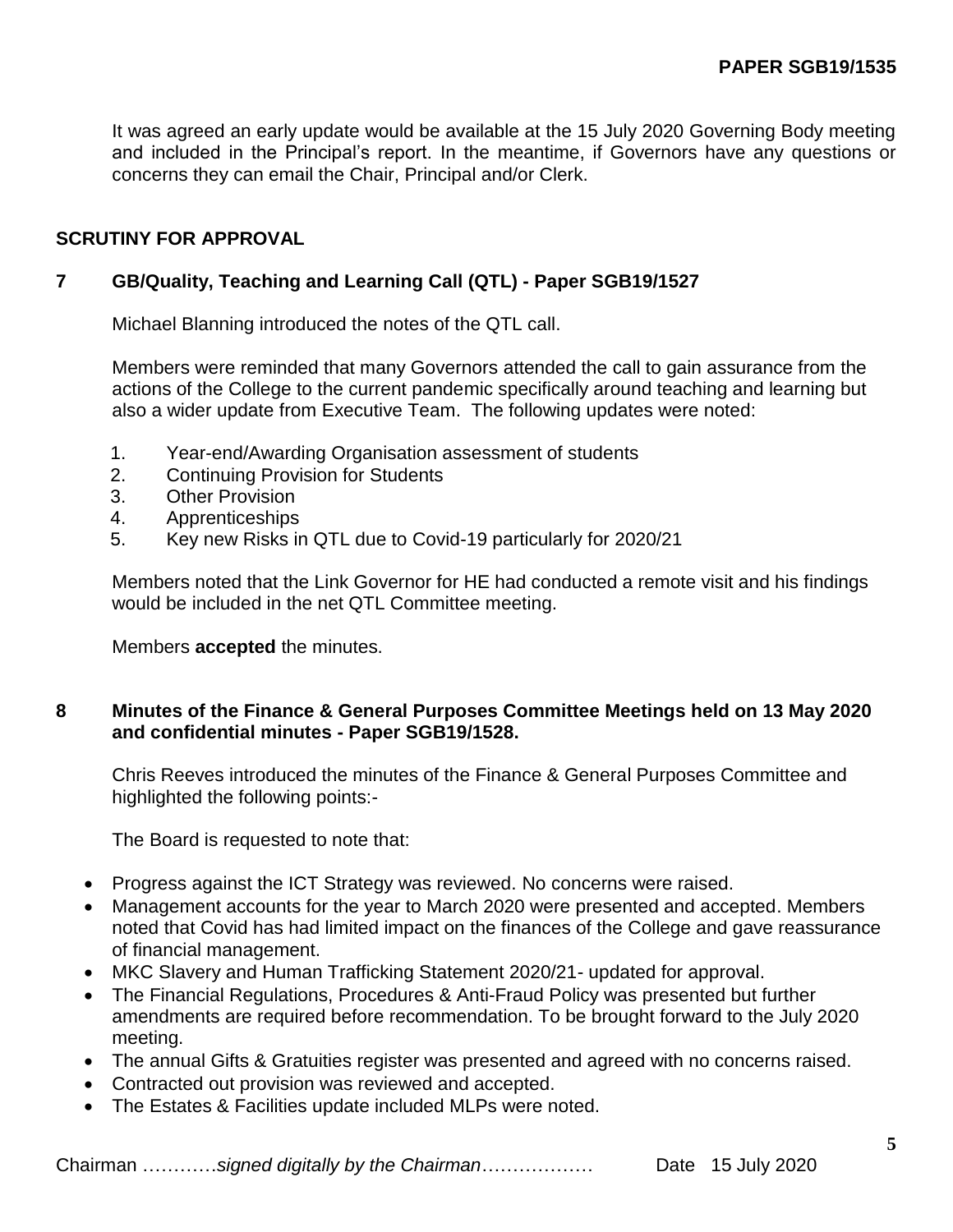It was agreed an early update would be available at the 15 July 2020 Governing Body meeting and included in the Principal's report. In the meantime, if Governors have any questions or concerns they can email the Chair, Principal and/or Clerk.

## SCRUTINY FOR APPROVAL

### 7 GB/Quality, Teaching and Learning Call (QTL) - Paper SGB19/1527

Michael Blanning introduced the notes of the QTL call.

Members were reminded that many Governors attended the call to gain assurance from the actions of the College to the current pandemic specifically around teaching and learning but also a wider update from Executive Team. The following updates were noted:

1. Year-end/Awarding Organisation assessment of students
2. Continuing Provision for Students
3. Other Provision
4. Apprenticeships
5. Key new Risks in QTL due to Covid-19 particularly for 2020/21

Members noted that the Link Governor for HE had conducted a remote visit and his findings would be included in the net QTL Committee meeting.

Members **accepted** the minutes.

### 8 Minutes of the Finance & General Purposes Committee Meetings held on 13 May 2020 and confidential minutes - Paper SGB19/1528.

Chris Reeves introduced the minutes of the Finance & General Purposes Committee and highlighted the following points:-

The Board is requested to note that:

- Progress against the ICT Strategy was reviewed. No concerns were raised.
- Management accounts for the year to March 2020 were presented and accepted. Members noted that Covid has had limited impact on the finances of the College and gave reassurance of financial management.
- MKC Slavery and Human Trafficking Statement 2020/21- updated for approval.
- The Financial Regulations, Procedures & Anti-Fraud Policy was presented but further amendments are required before recommendation. To be brought forward to the July 2020 meeting.
- The annual Gifts & Gratuities register was presented and agreed with no concerns raised.
- Contracted out provision was reviewed and accepted.
- The Estates & Facilities update included MLPs were noted.

Chairman …………*signed digitally by the Chairman*……………… Date 15 July 2020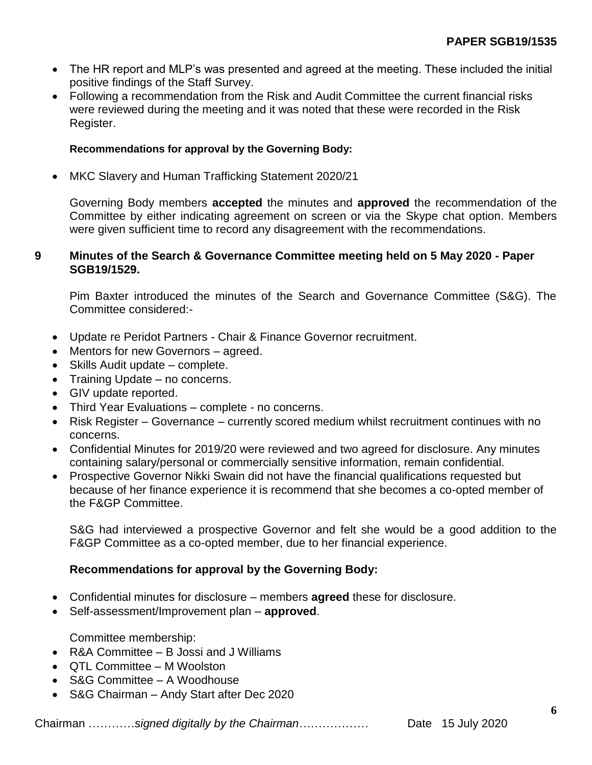- The HR report and MLP's was presented and agreed at the meeting. These included the initial positive findings of the Staff Survey.
- Following a recommendation from the Risk and Audit Committee the current financial risks were reviewed during the meeting and it was noted that these were recorded in the Risk Register.

**Recommendations for approval by the Governing Body:**

- MKC Slavery and Human Trafficking Statement 2020/21

Governing Body members **accepted** the minutes and **approved** the recommendation of the Committee by either indicating agreement on screen or via the Skype chat option. Members were given sufficient time to record any disagreement with the recommendations.

**9 Minutes of the Search & Governance Committee meeting held on 5 May 2020 - Paper SGB19/1529.**

Pim Baxter introduced the minutes of the Search and Governance Committee (S&G). The Committee considered:-

- Update re Peridot Partners - Chair & Finance Governor recruitment.
- Mentors for new Governors – agreed.
- Skills Audit update – complete.
- Training Update – no concerns.
- GIV update reported.
- Third Year Evaluations – complete - no concerns.
- Risk Register – Governance – currently scored medium whilst recruitment continues with no concerns.
- Confidential Minutes for 2019/20 were reviewed and two agreed for disclosure. Any minutes containing salary/personal or commercially sensitive information, remain confidential.
- Prospective Governor Nikki Swain did not have the financial qualifications requested but because of her finance experience it is recommend that she becomes a co-opted member of the F&GP Committee.

S&G had interviewed a prospective Governor and felt she would be a good addition to the F&GP Committee as a co-opted member, due to her financial experience.

**Recommendations for approval by the Governing Body:**

- Confidential minutes for disclosure – members **agreed** these for disclosure.
- Self-assessment/Improvement plan – **approved**.

Committee membership:

- R&A Committee – B Jossi and J Williams
- QTL Committee – M Woolston
- S&G Committee – A Woodhouse
- S&G Chairman – Andy Start after Dec 2020

Chairman …………*signed digitally by the Chairman*……………… Date 15 July 2020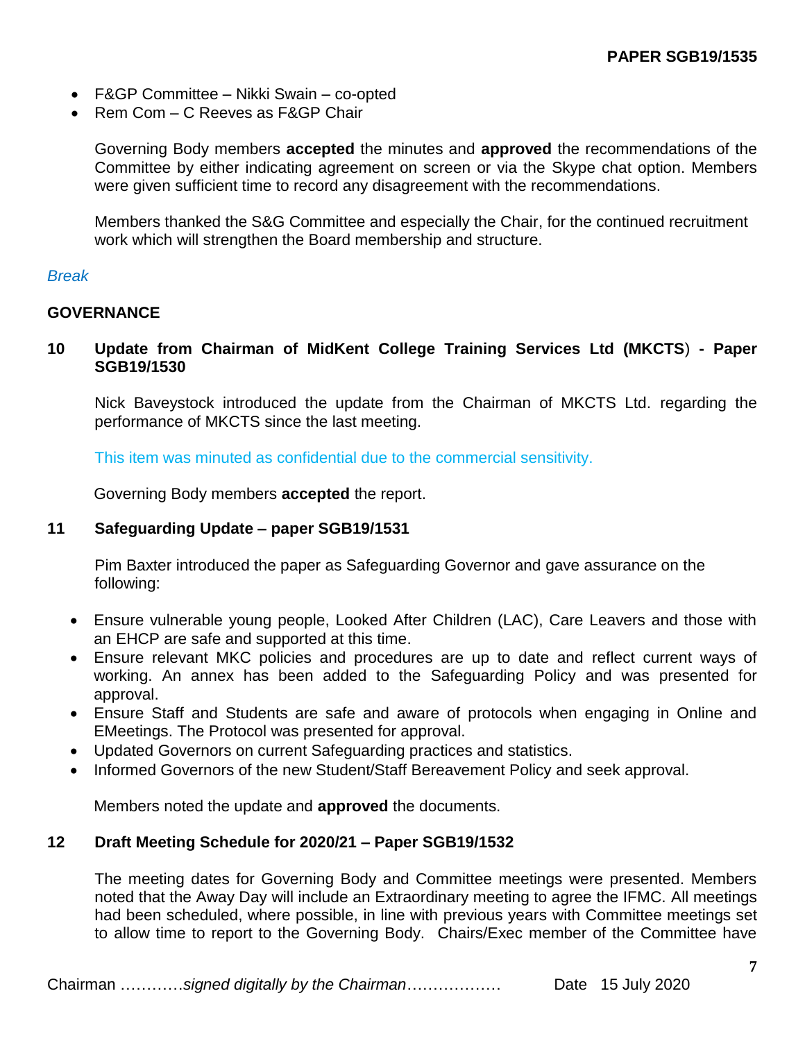- F&GP Committee – Nikki Swain – co-opted
- Rem Com – C Reeves as F&GP Chair

Governing Body members **accepted** the minutes and **approved** the recommendations of the Committee by either indicating agreement on screen or via the Skype chat option. Members were given sufficient time to record any disagreement with the recommendations.

Members thanked the S&G Committee and especially the Chair, for the continued recruitment work which will strengthen the Board membership and structure.

*Break*

**GOVERNANCE**

**10 Update from Chairman of MidKent College Training Services Ltd (MKCTS) - Paper SGB19/1530**

Nick Baveystock introduced the update from the Chairman of MKCTS Ltd. regarding the performance of MKCTS since the last meeting.

This item was minuted as confidential due to the commercial sensitivity.

Governing Body members **accepted** the report.

**11 Safeguarding Update – paper SGB19/1531**

Pim Baxter introduced the paper as Safeguarding Governor and gave assurance on the following:

- Ensure vulnerable young people, Looked After Children (LAC), Care Leavers and those with an EHCP are safe and supported at this time.
- Ensure relevant MKC policies and procedures are up to date and reflect current ways of working. An annex has been added to the Safeguarding Policy and was presented for approval.
- Ensure Staff and Students are safe and aware of protocols when engaging in Online and EMeetings. The Protocol was presented for approval.
- Updated Governors on current Safeguarding practices and statistics.
- Informed Governors of the new Student/Staff Bereavement Policy and seek approval.

Members noted the update and **approved** the documents.

**12 Draft Meeting Schedule for 2020/21 – Paper SGB19/1532**

The meeting dates for Governing Body and Committee meetings were presented. Members noted that the Away Day will include an Extraordinary meeting to agree the IFMC. All meetings had been scheduled, where possible, in line with previous years with Committee meetings set to allow time to report to the Governing Body. Chairs/Exec member of the Committee have

Chairman …………*signed digitally by the Chairman*……………… Date 15 July 2020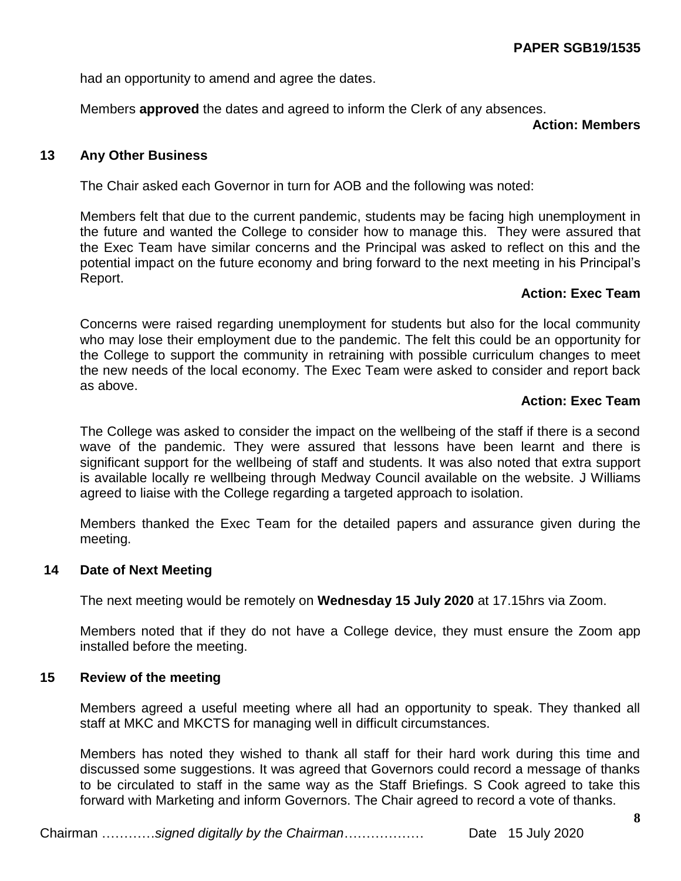had an opportunity to amend and agree the dates.

Members **approved** the dates and agreed to inform the Clerk of any absences.

**Action: Members**

## 13 Any Other Business

The Chair asked each Governor in turn for AOB and the following was noted:

Members felt that due to the current pandemic, students may be facing high unemployment in the future and wanted the College to consider how to manage this. They were assured that the Exec Team have similar concerns and the Principal was asked to reflect on this and the potential impact on the future economy and bring forward to the next meeting in his Principal's Report.

**Action: Exec Team**

Concerns were raised regarding unemployment for students but also for the local community who may lose their employment due to the pandemic. The felt this could be an opportunity for the College to support the community in retraining with possible curriculum changes to meet the new needs of the local economy. The Exec Team were asked to consider and report back as above.

**Action: Exec Team**

The College was asked to consider the impact on the wellbeing of the staff if there is a second wave of the pandemic. They were assured that lessons have been learnt and there is significant support for the wellbeing of staff and students. It was also noted that extra support is available locally re wellbeing through Medway Council available on the website. J Williams agreed to liaise with the College regarding a targeted approach to isolation.

Members thanked the Exec Team for the detailed papers and assurance given during the meeting.

## 14 Date of Next Meeting

The next meeting would be remotely on **Wednesday 15 July 2020** at 17.15hrs via Zoom.

Members noted that if they do not have a College device, they must ensure the Zoom app installed before the meeting.

## 15 Review of the meeting

Members agreed a useful meeting where all had an opportunity to speak. They thanked all staff at MKC and MKCTS for managing well in difficult circumstances.

Members has noted they wished to thank all staff for their hard work during this time and discussed some suggestions. It was agreed that Governors could record a message of thanks to be circulated to staff in the same way as the Staff Briefings. S Cook agreed to take this forward with Marketing and inform Governors. The Chair agreed to record a vote of thanks.

Chairman …………*signed digitally by the Chairman*……………… Date 15 July 2020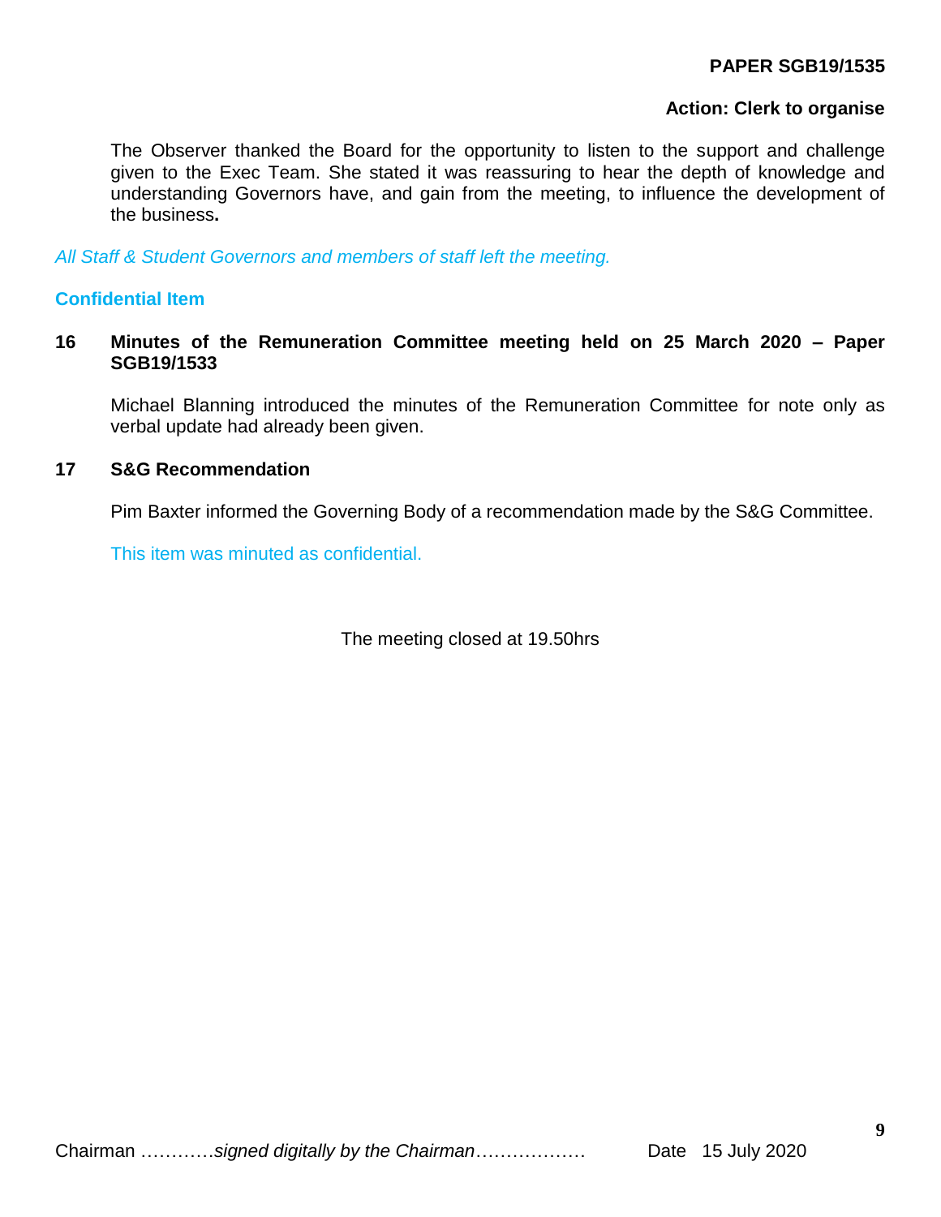**PAPER SGB19/1535**

**Action: Clerk to organise**

The Observer thanked the Board for the opportunity to listen to the support and challenge given to the Exec Team. She stated it was reassuring to hear the depth of knowledge and understanding Governors have, and gain from the meeting, to influence the development of the business**.**

*All Staff & Student Governors and members of staff left the meeting.*

**Confidential Item**

**16 Minutes of the Remuneration Committee meeting held on 25 March 2020 – Paper SGB19/1533**

Michael Blanning introduced the minutes of the Remuneration Committee for note only as verbal update had already been given.

**17 S&G Recommendation**

Pim Baxter informed the Governing Body of a recommendation made by the S&G Committee.

This item was minuted as confidential.

The meeting closed at 19.50hrs

Chairman …………*signed digitally by the Chairman*……………… Date 15 July 2020